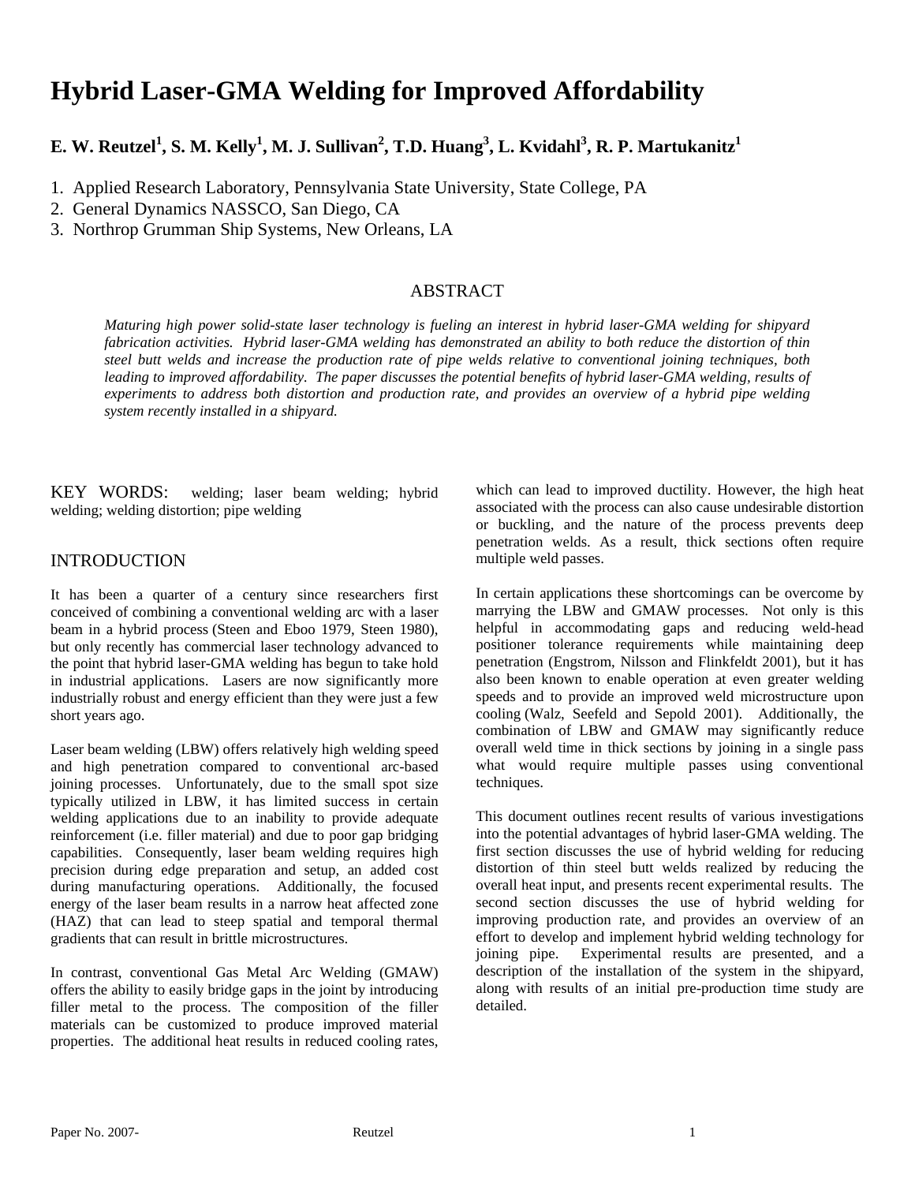# Hybrid Laser-GMA Welding for Improved Affordability

**E. W. Reutzel[1], S. M. Kelly[1], M. J. Sullivan[2], T.D. Huang[3], L. Kvidahl[3], R. P. Martukanitz[1]**

1. Applied Research Laboratory, Pennsylvania State University, State College, PA
2. General Dynamics NASSCO, San Diego, CA
3. Northrop Grumman Ship Systems, New Orleans, LA

## ABSTRACT

*Maturing high power solid-state laser technology is fueling an interest in hybrid laser-GMA welding for shipyard fabrication activities. Hybrid laser-GMA welding has demonstrated an ability to both reduce the distortion of thin steel butt welds and increase the production rate of pipe welds relative to conventional joining techniques, both leading to improved affordability. The paper discusses the potential benefits of hybrid laser-GMA welding, results of experiments to address both distortion and production rate, and provides an overview of a hybrid pipe welding system recently installed in a shipyard.*

KEY WORDS: welding; laser beam welding; hybrid welding; welding distortion; pipe welding

## INTRODUCTION

It has been a quarter of a century since researchers first conceived of combining a conventional welding arc with a laser beam in a hybrid process (Steen and Eboo 1979, Steen 1980), but only recently has commercial laser technology advanced to the point that hybrid laser-GMA welding has begun to take hold in industrial applications. Lasers are now significantly more industrially robust and energy efficient than they were just a few short years ago.

Laser beam welding (LBW) offers relatively high welding speed and high penetration compared to conventional arc-based joining processes. Unfortunately, due to the small spot size typically utilized in LBW, it has limited success in certain welding applications due to an inability to provide adequate reinforcement (i.e. filler material) and due to poor gap bridging capabilities. Consequently, laser beam welding requires high precision during edge preparation and setup, an added cost during manufacturing operations. Additionally, the focused energy of the laser beam results in a narrow heat affected zone (HAZ) that can lead to steep spatial and temporal thermal gradients that can result in brittle microstructures.

In contrast, conventional Gas Metal Arc Welding (GMAW) offers the ability to easily bridge gaps in the joint by introducing filler metal to the process. The composition of the filler materials can be customized to produce improved material properties. The additional heat results in reduced cooling rates, which can lead to improved ductility. However, the high heat associated with the process can also cause undesirable distortion or buckling, and the nature of the process prevents deep penetration welds. As a result, thick sections often require multiple weld passes.

In certain applications these shortcomings can be overcome by marrying the LBW and GMAW processes. Not only is this helpful in accommodating gaps and reducing weld-head positioner tolerance requirements while maintaining deep penetration (Engstrom, Nilsson and Flinkfeldt 2001), but it has also been known to enable operation at even greater welding speeds and to provide an improved weld microstructure upon cooling (Walz, Seefeld and Sepold 2001). Additionally, the combination of LBW and GMAW may significantly reduce overall weld time in thick sections by joining in a single pass what would require multiple passes using conventional techniques.

This document outlines recent results of various investigations into the potential advantages of hybrid laser-GMA welding. The first section discusses the use of hybrid welding for reducing distortion of thin steel butt welds realized by reducing the overall heat input, and presents recent experimental results. The second section discusses the use of hybrid welding for improving production rate, and provides an overview of an effort to develop and implement hybrid welding technology for joining pipe. Experimental results are presented, and a description of the installation of the system in the shipyard, along with results of an initial pre-production time study are detailed.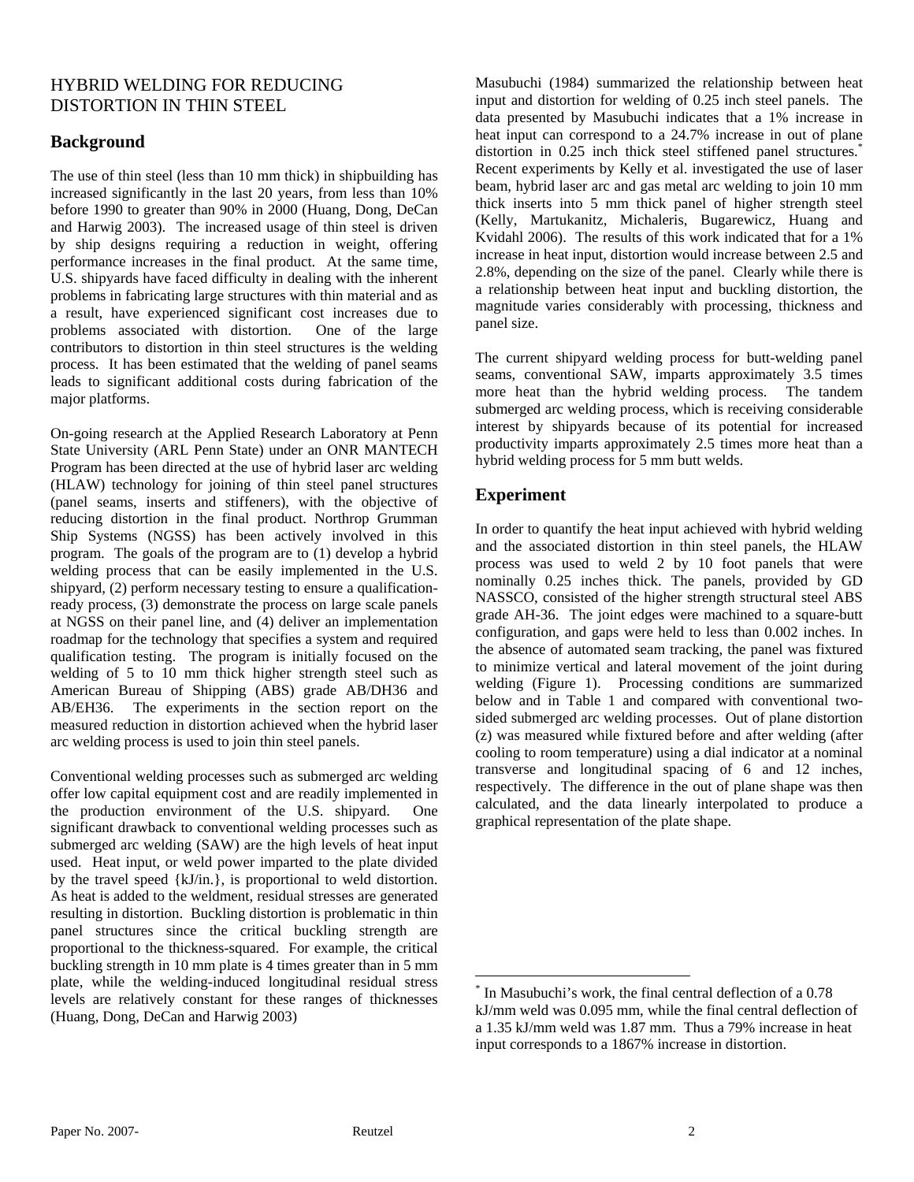HYBRID WELDING FOR REDUCING DISTORTION IN THIN STEEL

## Background

The use of thin steel (less than 10 mm thick) in shipbuilding has increased significantly in the last 20 years, from less than 10% before 1990 to greater than 90% in 2000 (Huang, Dong, DeCan and Harwig 2003). The increased usage of thin steel is driven by ship designs requiring a reduction in weight, offering performance increases in the final product. At the same time, U.S. shipyards have faced difficulty in dealing with the inherent problems in fabricating large structures with thin material and as a result, have experienced significant cost increases due to problems associated with distortion. One of the large contributors to distortion in thin steel structures is the welding process. It has been estimated that the welding of panel seams leads to significant additional costs during fabrication of the major platforms.

On-going research at the Applied Research Laboratory at Penn State University (ARL Penn State) under an ONR MANTECH Program has been directed at the use of hybrid laser arc welding (HLAW) technology for joining of thin steel panel structures (panel seams, inserts and stiffeners), with the objective of reducing distortion in the final product. Northrop Grumman Ship Systems (NGSS) has been actively involved in this program. The goals of the program are to (1) develop a hybrid welding process that can be easily implemented in the U.S. shipyard, (2) perform necessary testing to ensure a qualification-ready process, (3) demonstrate the process on large scale panels at NGSS on their panel line, and (4) deliver an implementation roadmap for the technology that specifies a system and required qualification testing. The program is initially focused on the welding of 5 to 10 mm thick higher strength steel such as American Bureau of Shipping (ABS) grade AB/DH36 and AB/EH36. The experiments in the section report on the measured reduction in distortion achieved when the hybrid laser arc welding process is used to join thin steel panels.

Conventional welding processes such as submerged arc welding offer low capital equipment cost and are readily implemented in the production environment of the U.S. shipyard. One significant drawback to conventional welding processes such as submerged arc welding (SAW) are the high levels of heat input used. Heat input, or weld power imparted to the plate divided by the travel speed {kJ/in.}, is proportional to weld distortion. As heat is added to the weldment, residual stresses are generated resulting in distortion. Buckling distortion is problematic in thin panel structures since the critical buckling strength are proportional to the thickness-squared. For example, the critical buckling strength in 10 mm plate is 4 times greater than in 5 mm plate, while the welding-induced longitudinal residual stress levels are relatively constant for these ranges of thicknesses (Huang, Dong, DeCan and Harwig 2003)

Masubuchi (1984) summarized the relationship between heat input and distortion for welding of 0.25 inch steel panels. The data presented by Masubuchi indicates that a 1% increase in heat input can correspond to a 24.7% increase in out of plane distortion in 0.25 inch thick steel stiffened panel structures.* Recent experiments by Kelly et al. investigated the use of laser beam, hybrid laser arc and gas metal arc welding to join 10 mm thick inserts into 5 mm thick panel of higher strength steel (Kelly, Martukanitz, Michaleris, Bugarewicz, Huang and Kvidahl 2006). The results of this work indicated that for a 1% increase in heat input, distortion would increase between 2.5 and 2.8%, depending on the size of the panel. Clearly while there is a relationship between heat input and buckling distortion, the magnitude varies considerably with processing, thickness and panel size.

The current shipyard welding process for butt-welding panel seams, conventional SAW, imparts approximately 3.5 times more heat than the hybrid welding process. The tandem submerged arc welding process, which is receiving considerable interest by shipyards because of its potential for increased productivity imparts approximately 2.5 times more heat than a hybrid welding process for 5 mm butt welds.

## Experiment

In order to quantify the heat input achieved with hybrid welding and the associated distortion in thin steel panels, the HLAW process was used to weld 2 by 10 foot panels that were nominally 0.25 inches thick. The panels, provided by GD NASSCO, consisted of the higher strength structural steel ABS grade AH-36. The joint edges were machined to a square-butt configuration, and gaps were held to less than 0.002 inches. In the absence of automated seam tracking, the panel was fixtured to minimize vertical and lateral movement of the joint during welding (Figure 1). Processing conditions are summarized below and in Table 1 and compared with conventional two-sided submerged arc welding processes. Out of plane distortion (z) was measured while fixtured before and after welding (after cooling to room temperature) using a dial indicator at a nominal transverse and longitudinal spacing of 6 and 12 inches, respectively. The difference in the out of plane shape was then calculated, and the data linearly interpolated to produce a graphical representation of the plate shape.

---

* In Masubuchi's work, the final central deflection of a 0.78 kJ/mm weld was 0.095 mm, while the final central deflection of a 1.35 kJ/mm weld was 1.87 mm. Thus a 79% increase in heat input corresponds to a 1867% increase in distortion.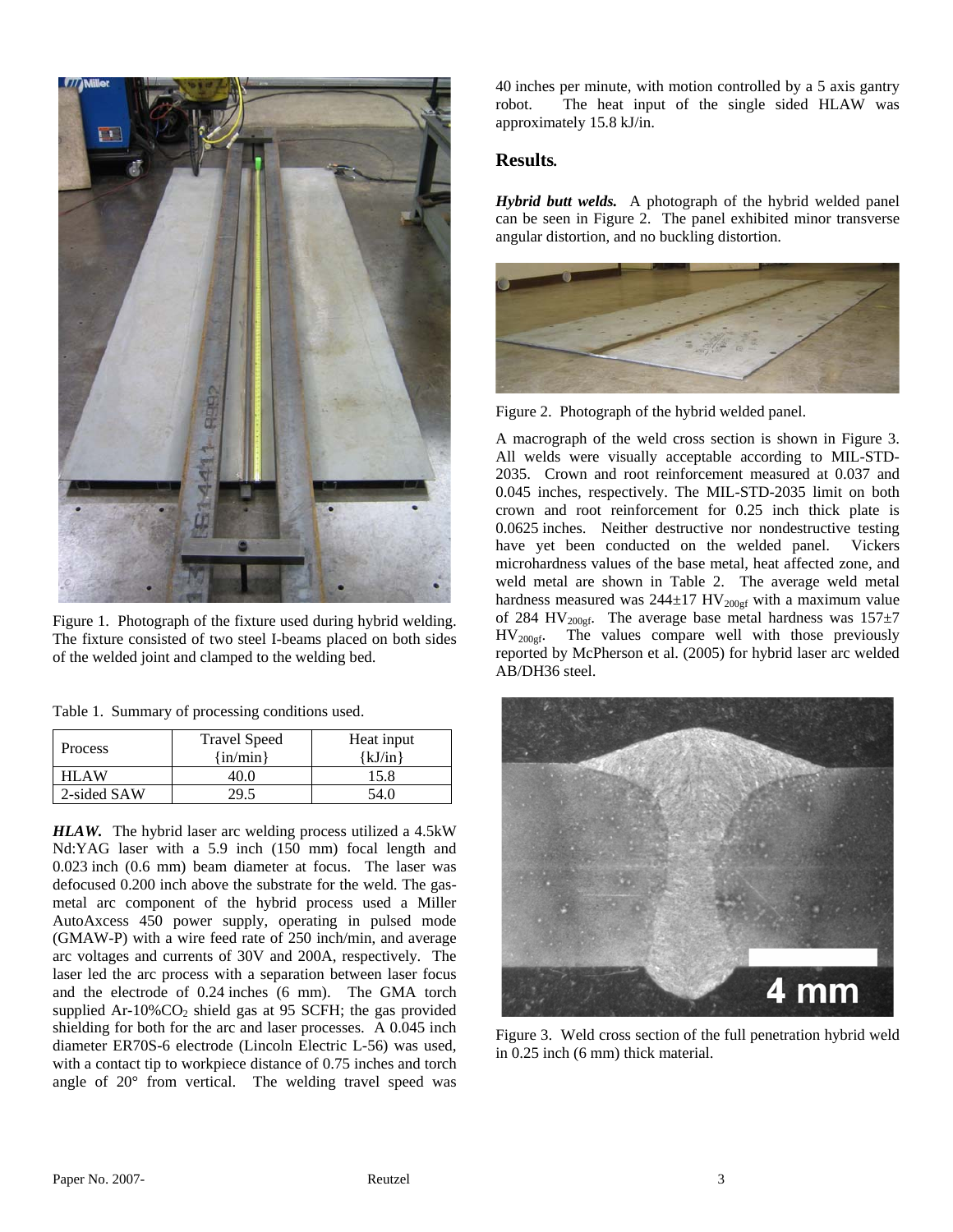Figure 1. Photograph of the fixture used during hybrid welding. The fixture consisted of two steel I-beams placed on both sides of the welded joint and clamped to the welding bed.

Table 1. Summary of processing conditions used.

| Process | Travel Speed {in/min} | Heat input {kJ/in} |
|---|---|---|
| HLAW | 40.0 | 15.8 |
| 2-sided SAW | 29.5 | 54.0 |

***HLAW.*** The hybrid laser arc welding process utilized a 4.5kW Nd:YAG laser with a 5.9 inch (150 mm) focal length and 0.023 inch (0.6 mm) beam diameter at focus. The laser was defocused 0.200 inch above the substrate for the weld. The gas-metal arc component of the hybrid process used a Miller AutoAxcess 450 power supply, operating in pulsed mode (GMAW-P) with a wire feed rate of 250 inch/min, and average arc voltages and currents of 30V and 200A, respectively. The laser led the arc process with a separation between laser focus and the electrode of 0.24 inches (6 mm). The GMA torch supplied Ar-10%$CO_2$ shield gas at 95 SCFH; the gas provided shielding for both for the arc and laser processes. A 0.045 inch diameter ER70S-6 electrode (Lincoln Electric L-56) was used, with a contact tip to workpiece distance of 0.75 inches and torch angle of 20° from vertical. The welding travel speed was 40 inches per minute, with motion controlled by a 5 axis gantry robot. The heat input of the single sided HLAW was approximately 15.8 kJ/in.

## Results.

***Hybrid butt welds.*** A photograph of the hybrid welded panel can be seen in Figure 2. The panel exhibited minor transverse angular distortion, and no buckling distortion.

Figure 2. Photograph of the hybrid welded panel.

A macrograph of the weld cross section is shown in Figure 3. All welds were visually acceptable according to MIL-STD-2035. Crown and root reinforcement measured at 0.037 and 0.045 inches, respectively. The MIL-STD-2035 limit on both crown and root reinforcement for 0.25 inch thick plate is 0.0625 inches. Neither destructive nor nondestructive testing have yet been conducted on the welded panel. Vickers microhardness values of the base metal, heat affected zone, and weld metal are shown in Table 2. The average weld metal hardness measured was 244±17 $HV_{200gf}$ with a maximum value of 284 $HV_{200gf}$. The average base metal hardness was 157±7 $HV_{200gf}$. The values compare well with those previously reported by McPherson et al. (2005) for hybrid laser arc welded AB/DH36 steel.

Figure 3. Weld cross section of the full penetration hybrid weld in 0.25 inch (6 mm) thick material.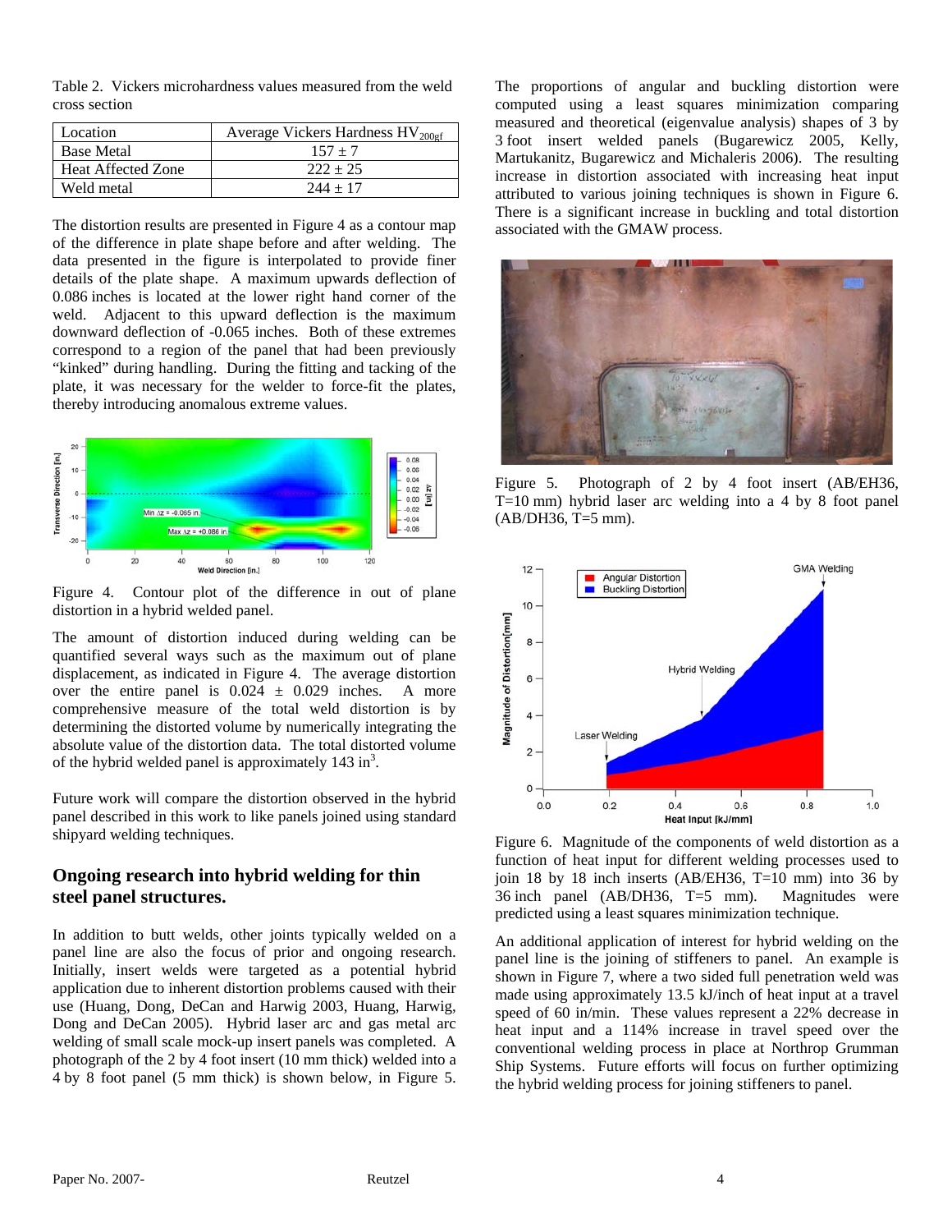Table 2. Vickers microhardness values measured from the weld cross section

| Location | Average Vickers Hardness $HV_{200gf}$ |
|---|---|
| Base Metal | 157 ± 7 |
| Heat Affected Zone | 222 ± 25 |
| Weld metal | 244 ± 17 |

The distortion results are presented in Figure 4 as a contour map of the difference in plate shape before and after welding. The data presented in the figure is interpolated to provide finer details of the plate shape. A maximum upwards deflection of 0.086 inches is located at the lower right hand corner of the weld. Adjacent to this upward deflection is the maximum downward deflection of -0.065 inches. Both of these extremes correspond to a region of the panel that had been previously "kinked" during handling. During the fitting and tacking of the plate, it was necessary for the welder to force-fit the plates, thereby introducing anomalous extreme values.

Figure 4. Contour plot of the difference in out of plane distortion in a hybrid welded panel.

The amount of distortion induced during welding can be quantified several ways such as the maximum out of plane displacement, as indicated in Figure 4. The average distortion over the entire panel is 0.024 ± 0.029 inches. A more comprehensive measure of the total weld distortion is by determining the distorted volume by numerically integrating the absolute value of the distortion data. The total distorted volume of the hybrid welded panel is approximately 143 in$^3$.

Future work will compare the distortion observed in the hybrid panel described in this work to like panels joined using standard shipyard welding techniques.

## Ongoing research into hybrid welding for thin steel panel structures.

In addition to butt welds, other joints typically welded on a panel line are also the focus of prior and ongoing research. Initially, insert welds were targeted as a potential hybrid application due to inherent distortion problems caused with their use (Huang, Dong, DeCan and Harwig 2003, Huang, Harwig, Dong and DeCan 2005). Hybrid laser arc and gas metal arc welding of small scale mock-up insert panels was completed. A photograph of the 2 by 4 foot insert (10 mm thick) welded into a 4 by 8 foot panel (5 mm thick) is shown below, in Figure 5.

The proportions of angular and buckling distortion were computed using a least squares minimization comparing measured and theoretical (eigenvalue analysis) shapes of 3 by 3 foot insert welded panels (Bugarewicz 2005, Kelly, Martukanitz, Bugarewicz and Michaleris 2006). The resulting increase in distortion associated with increasing heat input attributed to various joining techniques is shown in Figure 6. There is a significant increase in buckling and total distortion associated with the GMAW process.

Figure 5. Photograph of 2 by 4 foot insert (AB/EH36, T=10 mm) hybrid laser arc welding into a 4 by 8 foot panel (AB/DH36, T=5 mm).

Figure 6. Magnitude of the components of weld distortion as a function of heat input for different welding processes used to join 18 by 18 inch inserts (AB/EH36, T=10 mm) into 36 by 36 inch panel (AB/DH36, T=5 mm). Magnitudes were predicted using a least squares minimization technique.

An additional application of interest for hybrid welding on the panel line is the joining of stiffeners to panel. An example is shown in Figure 7, where a two sided full penetration weld was made using approximately 13.5 kJ/inch of heat input at a travel speed of 60 in/min. These values represent a 22% decrease in heat input and a 114% increase in travel speed over the conventional welding process in place at Northrop Grumman Ship Systems. Future efforts will focus on further optimizing the hybrid welding process for joining stiffeners to panel.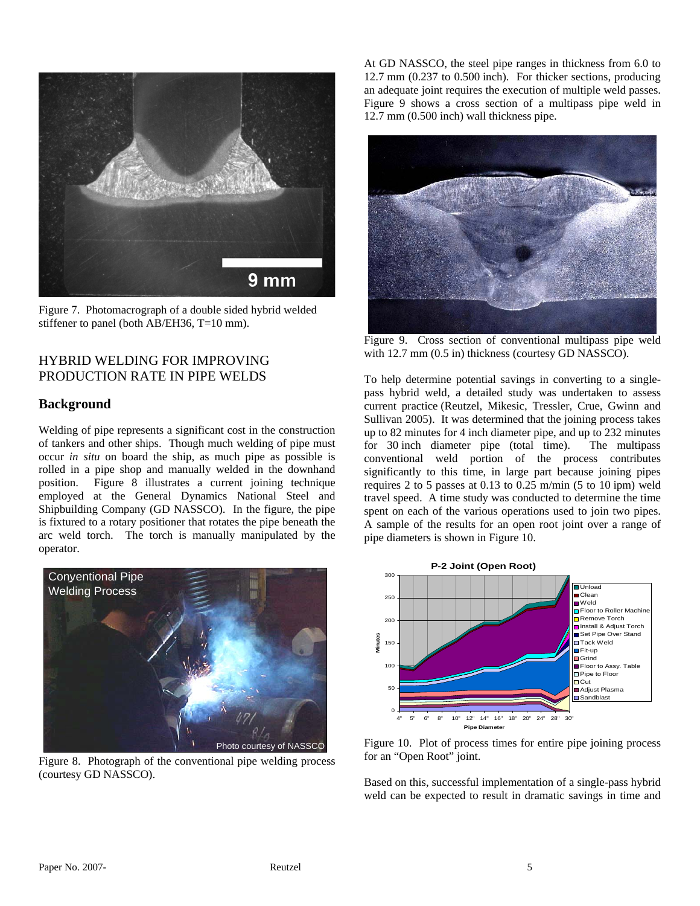Figure 7. Photomacrograph of a double sided hybrid welded stiffener to panel (both AB/EH36, T=10 mm).

## HYBRID WELDING FOR IMPROVING PRODUCTION RATE IN PIPE WELDS

### Background

Welding of pipe represents a significant cost in the construction of tankers and other ships. Though much welding of pipe must occur *in situ* on board the ship, as much pipe as possible is rolled in a pipe shop and manually welded in the downhand position. Figure 8 illustrates a current joining technique employed at the General Dynamics National Steel and Shipbuilding Company (GD NASSCO). In the figure, the pipe is fixtured to a rotary positioner that rotates the pipe beneath the arc weld torch. The torch is manually manipulated by the operator.

Figure 8. Photograph of the conventional pipe welding process (courtesy GD NASSCO).

At GD NASSCO, the steel pipe ranges in thickness from 6.0 to 12.7 mm (0.237 to 0.500 inch). For thicker sections, producing an adequate joint requires the execution of multiple weld passes. Figure 9 shows a cross section of a multipass pipe weld in 12.7 mm (0.500 inch) wall thickness pipe.

Figure 9. Cross section of conventional multipass pipe weld with 12.7 mm (0.5 in) thickness (courtesy GD NASSCO).

To help determine potential savings in converting to a single-pass hybrid weld, a detailed study was undertaken to assess current practice (Reutzel, Mikesic, Tressler, Crue, Gwinn and Sullivan 2005). It was determined that the joining process takes up to 82 minutes for 4 inch diameter pipe, and up to 232 minutes for 30 inch diameter pipe (total time). The multipass conventional weld portion of the process contributes significantly to this time, in large part because joining pipes requires 2 to 5 passes at 0.13 to 0.25 m/min (5 to 10 ipm) weld travel speed. A time study was conducted to determine the time spent on each of the various operations used to join two pipes. A sample of the results for an open root joint over a range of pipe diameters is shown in Figure 10.

Figure 10. Plot of process times for entire pipe joining process for an "Open Root" joint.

Based on this, successful implementation of a single-pass hybrid weld can be expected to result in dramatic savings in time and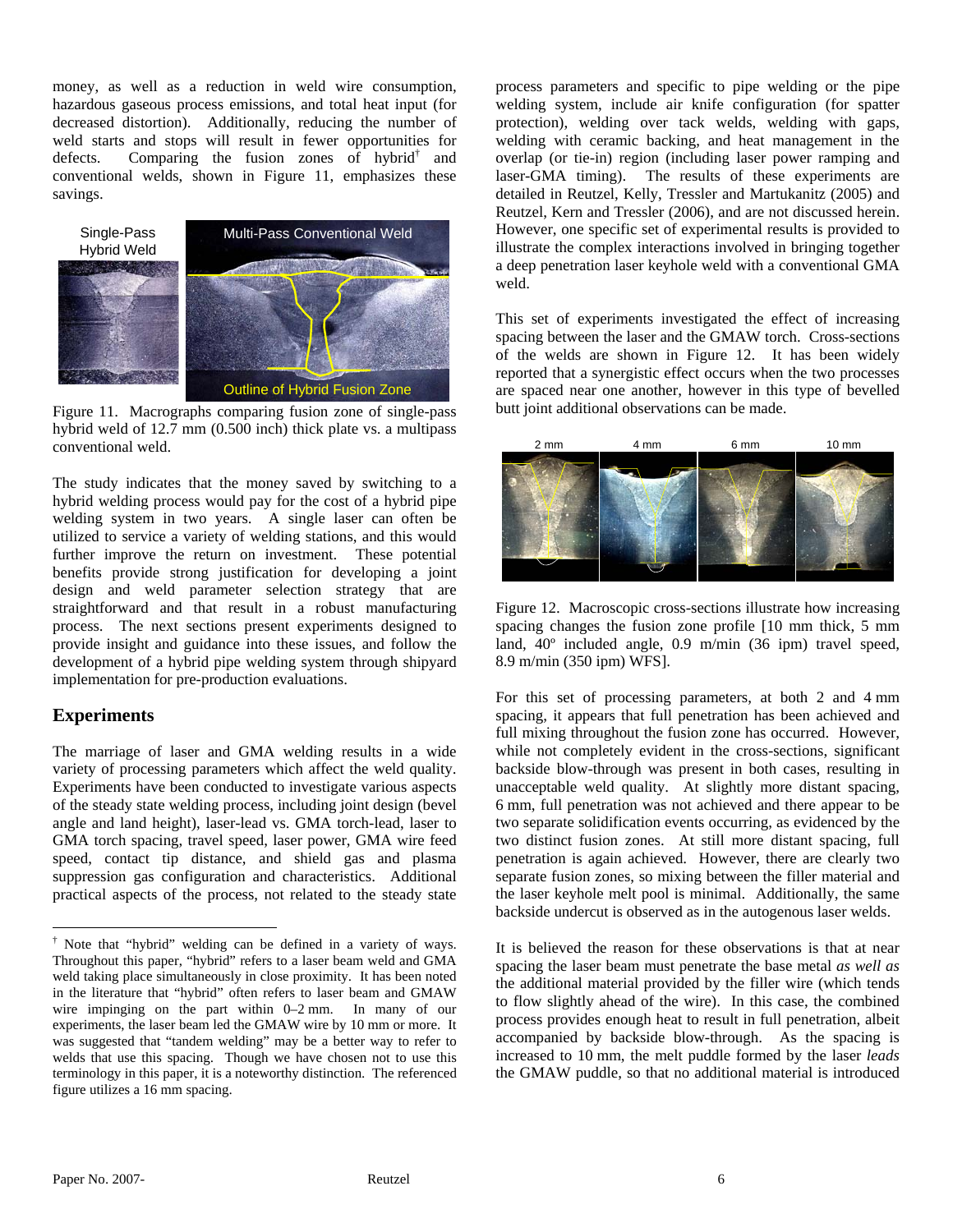money, as well as a reduction in weld wire consumption, hazardous gaseous process emissions, and total heat input (for decreased distortion). Additionally, reducing the number of weld starts and stops will result in fewer opportunities for defects. Comparing the fusion zones of hybrid[†] and conventional welds, shown in Figure 11, emphasizes these savings.

Figure 11. Macrographs comparing fusion zone of single-pass hybrid weld of 12.7 mm (0.500 inch) thick plate vs. a multipass conventional weld.

The study indicates that the money saved by switching to a hybrid welding process would pay for the cost of a hybrid pipe welding system in two years. A single laser can often be utilized to service a variety of welding stations, and this would further improve the return on investment. These potential benefits provide strong justification for developing a joint design and weld parameter selection strategy that are straightforward and that result in a robust manufacturing process. The next sections present experiments designed to provide insight and guidance into these issues, and follow the development of a hybrid pipe welding system through shipyard implementation for pre-production evaluations.

## Experiments

The marriage of laser and GMA welding results in a wide variety of processing parameters which affect the weld quality. Experiments have been conducted to investigate various aspects of the steady state welding process, including joint design (bevel angle and land height), laser-lead vs. GMA torch-lead, laser to GMA torch spacing, travel speed, laser power, GMA wire feed speed, contact tip distance, and shield gas and plasma suppression gas configuration and characteristics. Additional practical aspects of the process, not related to the steady state process parameters and specific to pipe welding or the pipe welding system, include air knife configuration (for spatter protection), welding over tack welds, welding with gaps, welding with ceramic backing, and heat management in the overlap (or tie-in) region (including laser power ramping and laser-GMA timing). The results of these experiments are detailed in Reutzel, Kelly, Tressler and Martukanitz (2005) and Reutzel, Kern and Tressler (2006), and are not discussed herein. However, one specific set of experimental results is provided to illustrate the complex interactions involved in bringing together a deep penetration laser keyhole weld with a conventional GMA weld.

This set of experiments investigated the effect of increasing spacing between the laser and the GMAW torch. Cross-sections of the welds are shown in Figure 12. It has been widely reported that a synergistic effect occurs when the two processes are spaced near one another, however in this type of bevelled butt joint additional observations can be made.

Figure 12. Macroscopic cross-sections illustrate how increasing spacing changes the fusion zone profile [10 mm thick, 5 mm land, 40º included angle, 0.9 m/min (36 ipm) travel speed, 8.9 m/min (350 ipm) WFS].

For this set of processing parameters, at both 2 and 4 mm spacing, it appears that full penetration has been achieved and full mixing throughout the fusion zone has occurred. However, while not completely evident in the cross-sections, significant backside blow-through was present in both cases, resulting in unacceptable weld quality. At slightly more distant spacing, 6 mm, full penetration was not achieved and there appear to be two separate solidification events occurring, as evidenced by the two distinct fusion zones. At still more distant spacing, full penetration is again achieved. However, there are clearly two separate fusion zones, so mixing between the filler material and the laser keyhole melt pool is minimal. Additionally, the same backside undercut is observed as in the autogenous laser welds.

It is believed the reason for these observations is that at near spacing the laser beam must penetrate the base metal *as well as* the additional material provided by the filler wire (which tends to flow slightly ahead of the wire). In this case, the combined process provides enough heat to result in full penetration, albeit accompanied by backside blow-through. As the spacing is increased to 10 mm, the melt puddle formed by the laser *leads* the GMAW puddle, so that no additional material is introduced

---

[†] Note that "hybrid" welding can be defined in a variety of ways. Throughout this paper, "hybrid" refers to a laser beam weld and GMA weld taking place simultaneously in close proximity. It has been noted in the literature that "hybrid" often refers to laser beam and GMAW wire impinging on the part within 0–2 mm. In many of our experiments, the laser beam led the GMAW wire by 10 mm or more. It was suggested that "tandem welding" may be a better way to refer to welds that use this spacing. Though we have chosen not to use this terminology in this paper, it is a noteworthy distinction. The referenced figure utilizes a 16 mm spacing.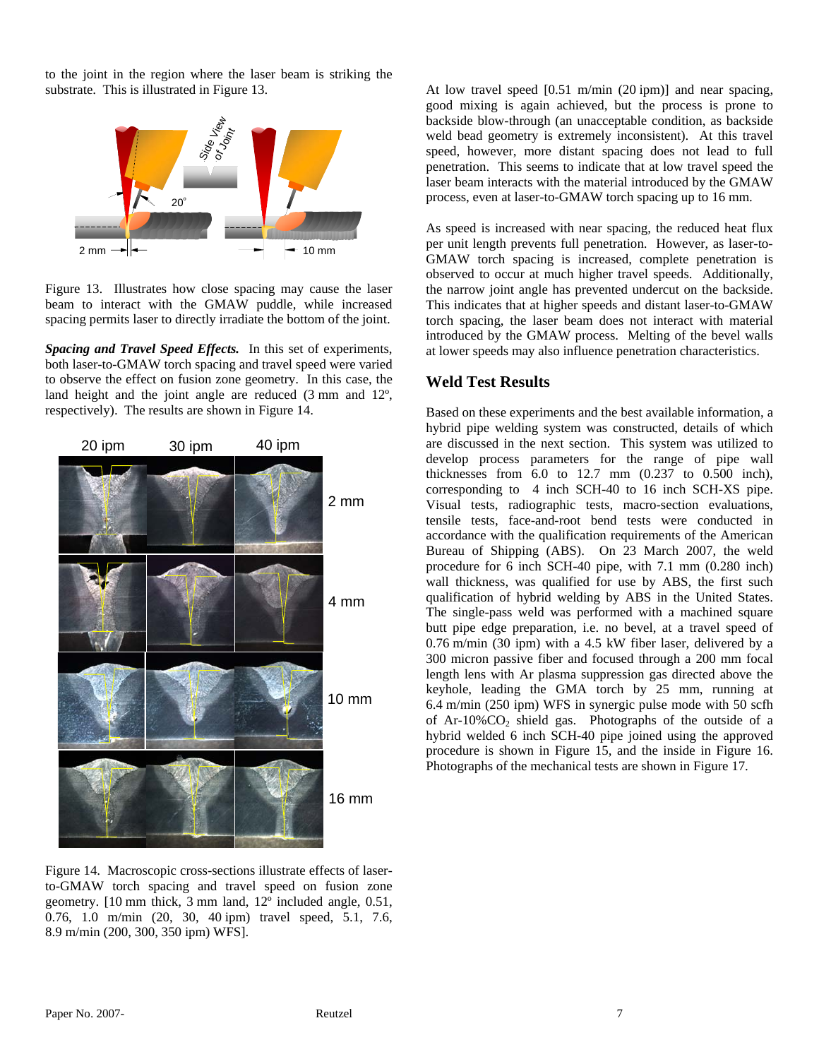to the joint in the region where the laser beam is striking the substrate. This is illustrated in Figure 13.

Figure 13. Illustrates how close spacing may cause the laser beam to interact with the GMAW puddle, while increased spacing permits laser to directly irradiate the bottom of the joint.

***Spacing and Travel Speed Effects.*** In this set of experiments, both laser-to-GMAW torch spacing and travel speed were varied to observe the effect on fusion zone geometry. In this case, the land height and the joint angle are reduced (3 mm and 12º, respectively). The results are shown in Figure 14.

Figure 14. Macroscopic cross-sections illustrate effects of laser-to-GMAW torch spacing and travel speed on fusion zone geometry. [10 mm thick, 3 mm land, 12º included angle, 0.51, 0.76, 1.0 m/min (20, 30, 40 ipm) travel speed, 5.1, 7.6, 8.9 m/min (200, 300, 350 ipm) WFS].

At low travel speed [0.51 m/min (20 ipm)] and near spacing, good mixing is again achieved, but the process is prone to backside blow-through (an unacceptable condition, as backside weld bead geometry is extremely inconsistent). At this travel speed, however, more distant spacing does not lead to full penetration. This seems to indicate that at low travel speed the laser beam interacts with the material introduced by the GMAW process, even at laser-to-GMAW torch spacing up to 16 mm.

As speed is increased with near spacing, the reduced heat flux per unit length prevents full penetration. However, as laser-to-GMAW torch spacing is increased, complete penetration is observed to occur at much higher travel speeds. Additionally, the narrow joint angle has prevented undercut on the backside. This indicates that at higher speeds and distant laser-to-GMAW torch spacing, the laser beam does not interact with material introduced by the GMAW process. Melting of the bevel walls at lower speeds may also influence penetration characteristics.

## Weld Test Results

Based on these experiments and the best available information, a hybrid pipe welding system was constructed, details of which are discussed in the next section. This system was utilized to develop process parameters for the range of pipe wall thicknesses from 6.0 to 12.7 mm (0.237 to 0.500 inch), corresponding to 4 inch SCH-40 to 16 inch SCH-XS pipe. Visual tests, radiographic tests, macro-section evaluations, tensile tests, face-and-root bend tests were conducted in accordance with the qualification requirements of the American Bureau of Shipping (ABS). On 23 March 2007, the weld procedure for 6 inch SCH-40 pipe, with 7.1 mm (0.280 inch) wall thickness, was qualified for use by ABS, the first such qualification of hybrid welding by ABS in the United States. The single-pass weld was performed with a machined square butt pipe edge preparation, i.e. no bevel, at a travel speed of 0.76 m/min (30 ipm) with a 4.5 kW fiber laser, delivered by a 300 micron passive fiber and focused through a 200 mm focal length lens with Ar plasma suppression gas directed above the keyhole, leading the GMA torch by 25 mm, running at 6.4 m/min (250 ipm) WFS in synergic pulse mode with 50 scfh of Ar-10%$CO_2$ shield gas. Photographs of the outside of a hybrid welded 6 inch SCH-40 pipe joined using the approved procedure is shown in Figure 15, and the inside in Figure 16. Photographs of the mechanical tests are shown in Figure 17.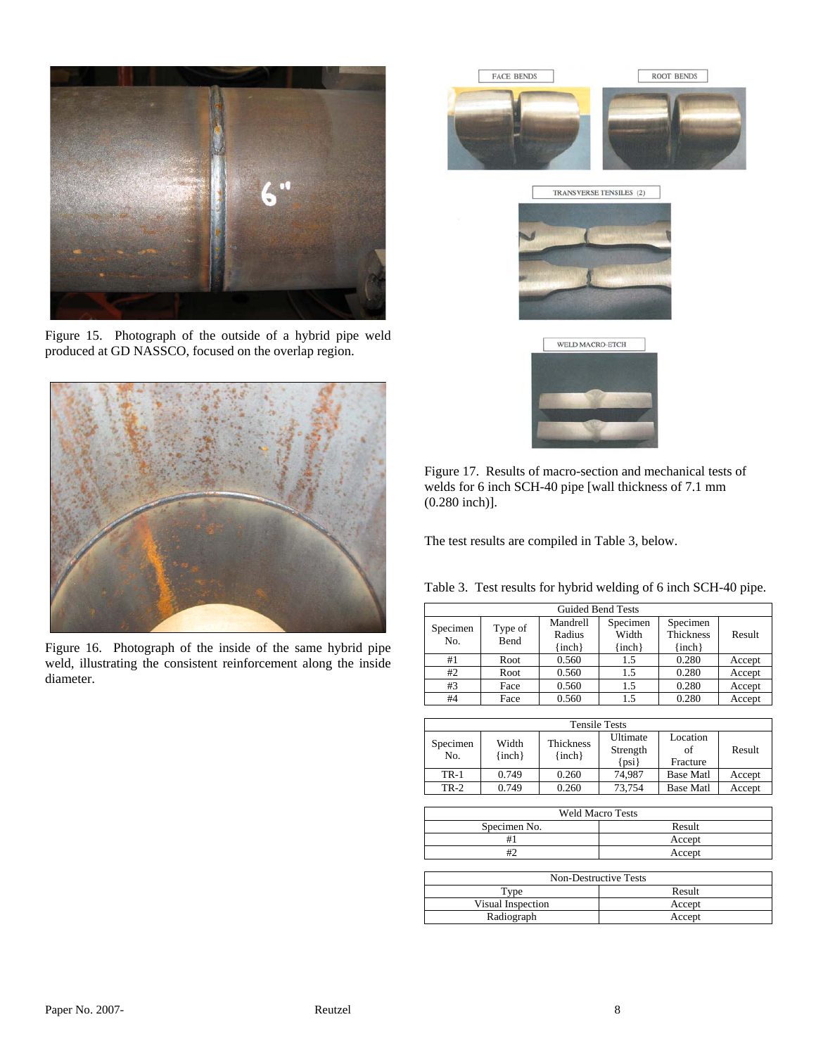Figure 15. Photograph of the outside of a hybrid pipe weld produced at GD NASSCO, focused on the overlap region.

Figure 16. Photograph of the inside of the same hybrid pipe weld, illustrating the consistent reinforcement along the inside diameter.

Figure 17. Results of macro-section and mechanical tests of welds for 6 inch SCH-40 pipe [wall thickness of 7.1 mm (0.280 inch)].

The test results are compiled in Table 3, below.

Table 3. Test results for hybrid welding of 6 inch SCH-40 pipe.

| Guided Bend Tests | | | | | |
|---|---|---|---|---|---|
| Specimen No. | Type of Bend | Mandrell Radius {inch} | Specimen Width {inch} | Specimen Thickness {inch} | Result |
| #1 | Root | 0.560 | 1.5 | 0.280 | Accept |
| #2 | Root | 0.560 | 1.5 | 0.280 | Accept |
| #3 | Face | 0.560 | 1.5 | 0.280 | Accept |
| #4 | Face | 0.560 | 1.5 | 0.280 | Accept |

| Tensile Tests | | | | | |
|---|---|---|---|---|---|
| Specimen No. | Width {inch} | Thickness {inch} | Ultimate Strength {psi} | Location of Fracture | Result |
| TR-1 | 0.749 | 0.260 | 74,987 | Base Matl | Accept |
| TR-2 | 0.749 | 0.260 | 73,754 | Base Matl | Accept |

| Weld Macro Tests | |
|---|---|
| Specimen No. | Result |
| #1 | Accept |
| #2 | Accept |

| Non-Destructive Tests | |
|---|---|
| Type | Result |
| Visual Inspection | Accept |
| Radiograph | Accept |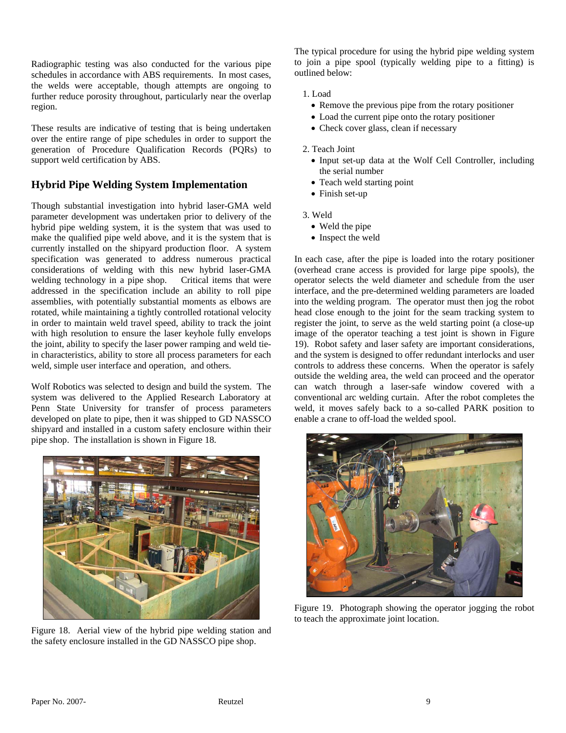Radiographic testing was also conducted for the various pipe schedules in accordance with ABS requirements. In most cases, the welds were acceptable, though attempts are ongoing to further reduce porosity throughout, particularly near the overlap region.

These results are indicative of testing that is being undertaken over the entire range of pipe schedules in order to support the generation of Procedure Qualification Records (PQRs) to support weld certification by ABS.

## Hybrid Pipe Welding System Implementation

Though substantial investigation into hybrid laser-GMA weld parameter development was undertaken prior to delivery of the hybrid pipe welding system, it is the system that was used to make the qualified pipe weld above, and it is the system that is currently installed on the shipyard production floor. A system specification was generated to address numerous practical considerations of welding with this new hybrid laser-GMA welding technology in a pipe shop. Critical items that were addressed in the specification include an ability to roll pipe assemblies, with potentially substantial moments as elbows are rotated, while maintaining a tightly controlled rotational velocity in order to maintain weld travel speed, ability to track the joint with high resolution to ensure the laser keyhole fully envelops the joint, ability to specify the laser power ramping and weld tie-in characteristics, ability to store all process parameters for each weld, simple user interface and operation, and others.

Wolf Robotics was selected to design and build the system. The system was delivered to the Applied Research Laboratory at Penn State University for transfer of process parameters developed on plate to pipe, then it was shipped to GD NASSCO shipyard and installed in a custom safety enclosure within their pipe shop. The installation is shown in Figure 18.

Figure 18. Aerial view of the hybrid pipe welding station and the safety enclosure installed in the GD NASSCO pipe shop.

The typical procedure for using the hybrid pipe welding system to join a pipe spool (typically welding pipe to a fitting) is outlined below:

1. Load
   - Remove the previous pipe from the rotary positioner
   - Load the current pipe onto the rotary positioner
   - Check cover glass, clean if necessary
2. Teach Joint
   - Input set-up data at the Wolf Cell Controller, including the serial number
   - Teach weld starting point
   - Finish set-up
3. Weld
   - Weld the pipe
   - Inspect the weld

In each case, after the pipe is loaded into the rotary positioner (overhead crane access is provided for large pipe spools), the operator selects the weld diameter and schedule from the user interface, and the pre-determined welding parameters are loaded into the welding program. The operator must then jog the robot head close enough to the joint for the seam tracking system to register the joint, to serve as the weld starting point (a close-up image of the operator teaching a test joint is shown in Figure 19). Robot safety and laser safety are important considerations, and the system is designed to offer redundant interlocks and user controls to address these concerns. When the operator is safely outside the welding area, the weld can proceed and the operator can watch through a laser-safe window covered with a conventional arc welding curtain. After the robot completes the weld, it moves safely back to a so-called PARK position to enable a crane to off-load the welded spool.

Figure 19. Photograph showing the operator jogging the robot to teach the approximate joint location.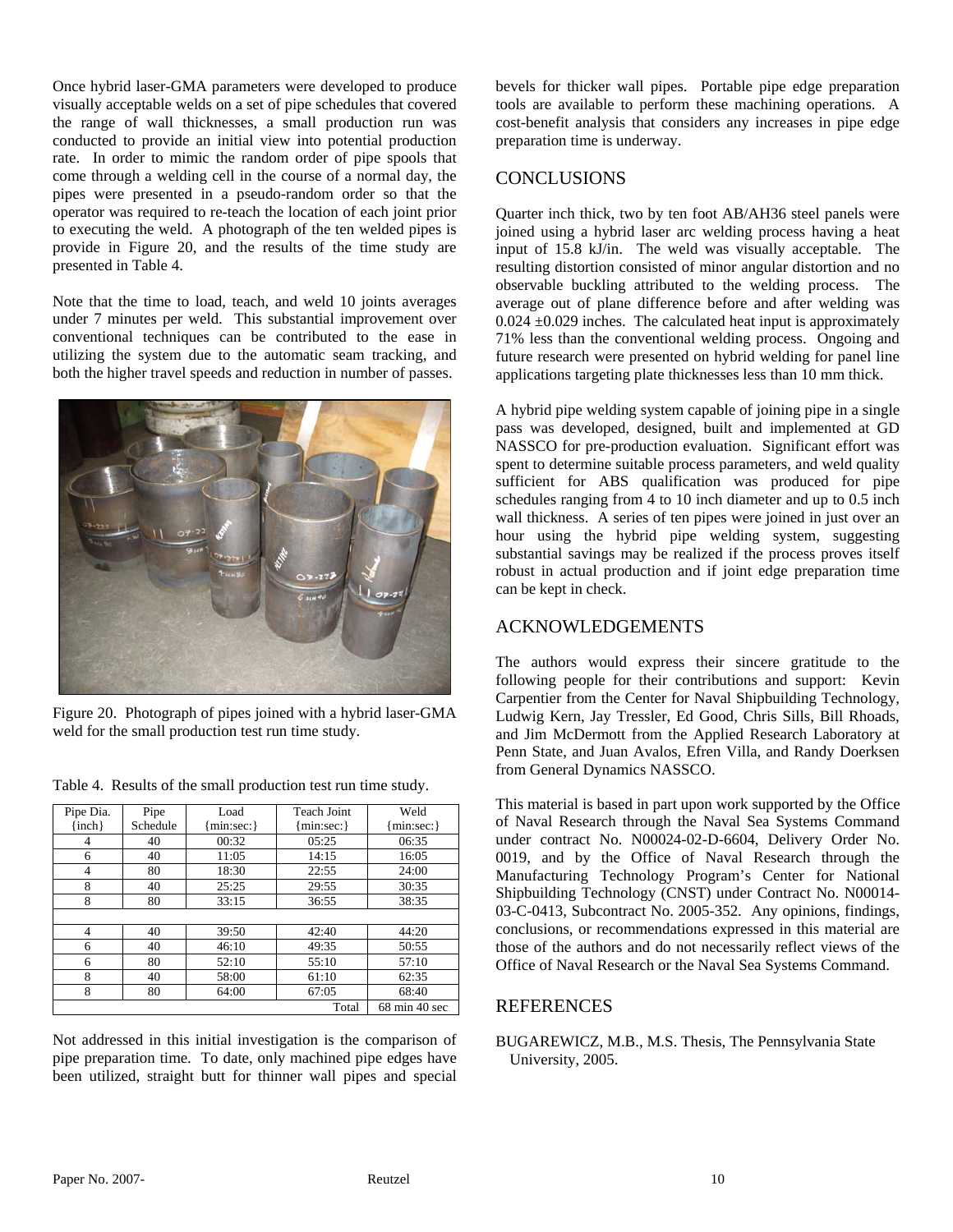Once hybrid laser-GMA parameters were developed to produce visually acceptable welds on a set of pipe schedules that covered the range of wall thicknesses, a small production run was conducted to provide an initial view into potential production rate. In order to mimic the random order of pipe spools that come through a welding cell in the course of a normal day, the pipes were presented in a pseudo-random order so that the operator was required to re-teach the location of each joint prior to executing the weld. A photograph of the ten welded pipes is provide in Figure 20, and the results of the time study are presented in Table 4.

Note that the time to load, teach, and weld 10 joints averages under 7 minutes per weld. This substantial improvement over conventional techniques can be contributed to the ease in utilizing the system due to the automatic seam tracking, and both the higher travel speeds and reduction in number of passes.

Figure 20. Photograph of pipes joined with a hybrid laser-GMA weld for the small production test run time study.

Table 4. Results of the small production test run time study.

| Pipe Dia. {inch} | Pipe Schedule | Load {min:sec:} | Teach Joint {min:sec:} | Weld {min:sec:} |
|---|---|---|---|---|
| 4 | 40 | 00:32 | 05:25 | 06:35 |
| 6 | 40 | 11:05 | 14:15 | 16:05 |
| 4 | 80 | 18:30 | 22:55 | 24:00 |
| 8 | 40 | 25:25 | 29:55 | 30:35 |
| 8 | 80 | 33:15 | 36:55 | 38:35 |
| | | | | |
| 4 | 40 | 39:50 | 42:40 | 44:20 |
| 6 | 40 | 46:10 | 49:35 | 50:55 |
| 6 | 80 | 52:10 | 55:10 | 57:10 |
| 8 | 40 | 58:00 | 61:10 | 62:35 |
| 8 | 80 | 64:00 | 67:05 | 68:40 |
| | | | Total | 68 min 40 sec |

Not addressed in this initial investigation is the comparison of pipe preparation time. To date, only machined pipe edges have been utilized, straight butt for thinner wall pipes and special bevels for thicker wall pipes. Portable pipe edge preparation tools are available to perform these machining operations. A cost-benefit analysis that considers any increases in pipe edge preparation time is underway.

## CONCLUSIONS

Quarter inch thick, two by ten foot AB/AH36 steel panels were joined using a hybrid laser arc welding process having a heat input of 15.8 kJ/in. The weld was visually acceptable. The resulting distortion consisted of minor angular distortion and no observable buckling attributed to the welding process. The average out of plane difference before and after welding was $0.024 \pm 0.029$ inches. The calculated heat input is approximately 71% less than the conventional welding process. Ongoing and future research were presented on hybrid welding for panel line applications targeting plate thicknesses less than 10 mm thick.

A hybrid pipe welding system capable of joining pipe in a single pass was developed, designed, built and implemented at GD NASSCO for pre-production evaluation. Significant effort was spent to determine suitable process parameters, and weld quality sufficient for ABS qualification was produced for pipe schedules ranging from 4 to 10 inch diameter and up to 0.5 inch wall thickness. A series of ten pipes were joined in just over an hour using the hybrid pipe welding system, suggesting substantial savings may be realized if the process proves itself robust in actual production and if joint edge preparation time can be kept in check.

## ACKNOWLEDGEMENTS

The authors would express their sincere gratitude to the following people for their contributions and support: Kevin Carpentier from the Center for Naval Shipbuilding Technology, Ludwig Kern, Jay Tressler, Ed Good, Chris Sills, Bill Rhoads, and Jim McDermott from the Applied Research Laboratory at Penn State, and Juan Avalos, Efren Villa, and Randy Doerksen from General Dynamics NASSCO.

This material is based in part upon work supported by the Office of Naval Research through the Naval Sea Systems Command under contract No. N00024-02-D-6604, Delivery Order No. 0019, and by the Office of Naval Research through the Manufacturing Technology Program's Center for National Shipbuilding Technology (CNST) under Contract No. N00014-03-C-0413, Subcontract No. 2005-352. Any opinions, findings, conclusions, or recommendations expressed in this material are those of the authors and do not necessarily reflect views of the Office of Naval Research or the Naval Sea Systems Command.

## REFERENCES

BUGAREWICZ, M.B., M.S. Thesis, The Pennsylvania State University, 2005.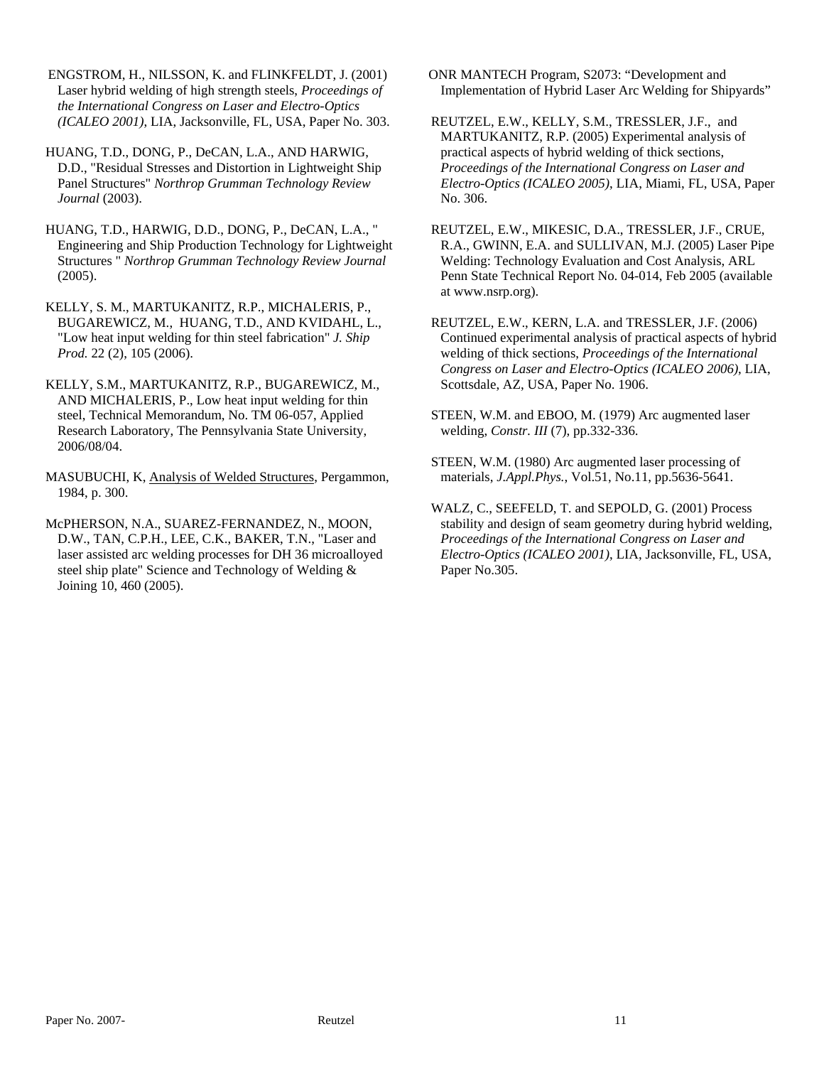ENGSTROM, H., NILSSON, K. and FLINKFELDT, J. (2001) Laser hybrid welding of high strength steels, *Proceedings of the International Congress on Laser and Electro-Optics (ICALEO 2001)*, LIA, Jacksonville, FL, USA, Paper No. 303.

HUANG, T.D., DONG, P., DeCAN, L.A., AND HARWIG, D.D., "Residual Stresses and Distortion in Lightweight Ship Panel Structures" *Northrop Grumman Technology Review Journal* (2003).

HUANG, T.D., HARWIG, D.D., DONG, P., DeCAN, L.A., " Engineering and Ship Production Technology for Lightweight Structures " *Northrop Grumman Technology Review Journal* (2005).

KELLY, S. M., MARTUKANITZ, R.P., MICHALERIS, P., BUGAREWICZ, M., HUANG, T.D., AND KVIDAHL, L., "Low heat input welding for thin steel fabrication" *J. Ship Prod.* 22 (2), 105 (2006).

KELLY, S.M., MARTUKANITZ, R.P., BUGAREWICZ, M., AND MICHALERIS, P., Low heat input welding for thin steel, Technical Memorandum, No. TM 06-057, Applied Research Laboratory, The Pennsylvania State University, 2006/08/04.

MASUBUCHI, K, Analysis of Welded Structures, Pergammon, 1984, p. 300.

McPHERSON, N.A., SUAREZ-FERNANDEZ, N., MOON, D.W., TAN, C.P.H., LEE, C.K., BAKER, T.N., "Laser and laser assisted arc welding processes for DH 36 microalloyed steel ship plate" Science and Technology of Welding & Joining 10, 460 (2005).

ONR MANTECH Program, S2073: "Development and Implementation of Hybrid Laser Arc Welding for Shipyards"

REUTZEL, E.W., KELLY, S.M., TRESSLER, J.F., and MARTUKANITZ, R.P. (2005) Experimental analysis of practical aspects of hybrid welding of thick sections, *Proceedings of the International Congress on Laser and Electro-Optics (ICALEO 2005)*, LIA, Miami, FL, USA, Paper No. 306.

REUTZEL, E.W., MIKESIC, D.A., TRESSLER, J.F., CRUE, R.A., GWINN, E.A. and SULLIVAN, M.J. (2005) Laser Pipe Welding: Technology Evaluation and Cost Analysis, ARL Penn State Technical Report No. 04-014, Feb 2005 (available at www.nsrp.org).

REUTZEL, E.W., KERN, L.A. and TRESSLER, J.F. (2006) Continued experimental analysis of practical aspects of hybrid welding of thick sections, *Proceedings of the International Congress on Laser and Electro-Optics (ICALEO 2006)*, LIA, Scottsdale, AZ, USA, Paper No. 1906.

STEEN, W.M. and EBOO, M. (1979) Arc augmented laser welding, *Constr. III* (7), pp.332-336.

STEEN, W.M. (1980) Arc augmented laser processing of materials, *J.Appl.Phys.*, Vol.51, No.11, pp.5636-5641.

WALZ, C., SEEFELD, T. and SEPOLD, G. (2001) Process stability and design of seam geometry during hybrid welding, *Proceedings of the International Congress on Laser and Electro-Optics (ICALEO 2001)*, LIA, Jacksonville, FL, USA, Paper No.305.